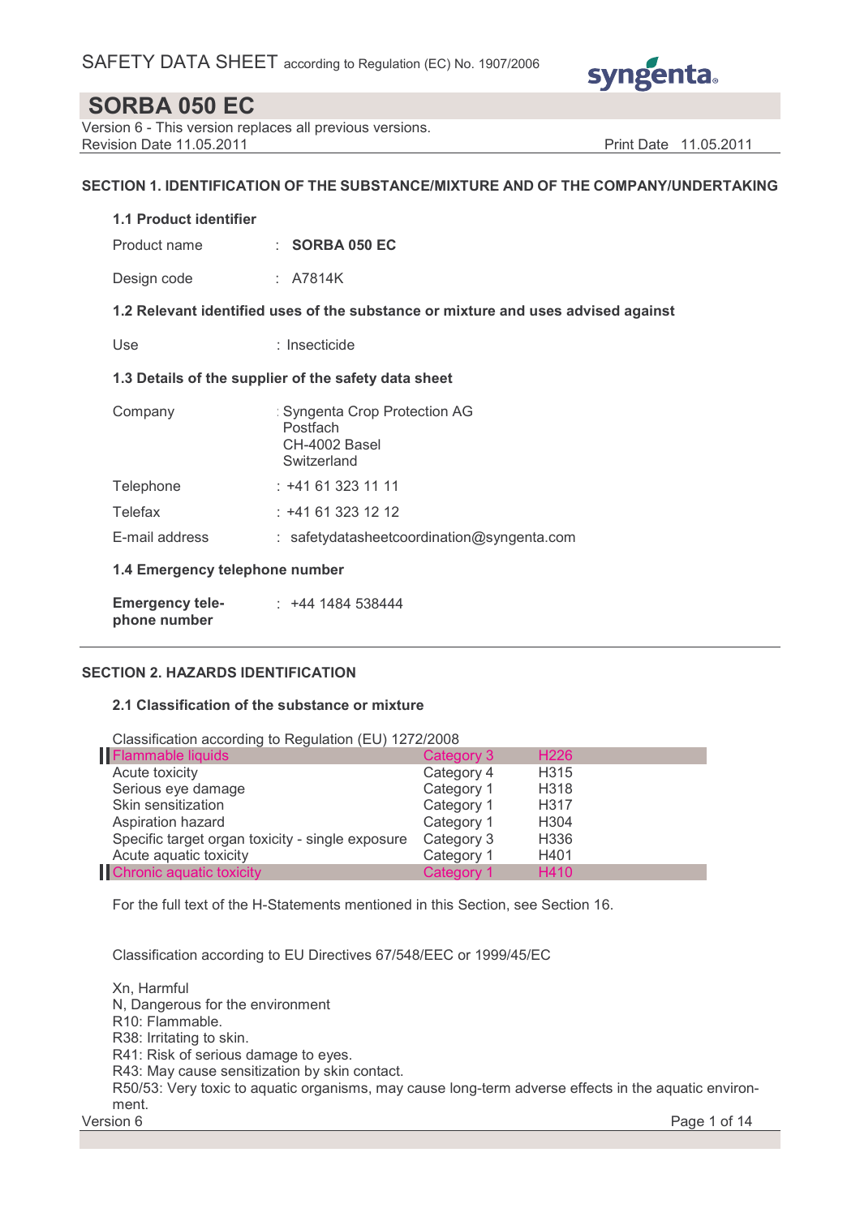# SAFETY DATA SHEET according to Regulation (EC) No. 1907/2006

## SORBA 050 EC

Version 6 - This version replaces all previous versions.
Revision Date 11.05.2011 Print Date 11.05.2011

## SECTION 1. IDENTIFICATION OF THE SUBSTANCE/MIXTURE AND OF THE COMPANY/UNDERTAKING

### 1.1 Product identifier

Product name : **SORBA 050 EC**

Design code : A7814K

### 1.2 Relevant identified uses of the substance or mixture and uses advised against

Use : Insecticide

### 1.3 Details of the supplier of the safety data sheet

Company : Syngenta Crop Protection AG
Postfach
CH-4002 Basel
Switzerland

Telephone : +41 61 323 11 11

Telefax : +41 61 323 12 12

E-mail address : safetydatasheetcoordination@syngenta.com

### 1.4 Emergency telephone number

**Emergency telephone number** : +44 1484 538444

## SECTION 2. HAZARDS IDENTIFICATION

### 2.1 Classification of the substance or mixture

Classification according to Regulation (EU) 1272/2008

| Hazard class | Category | H-Statement |
|---|---|---|
| Flammable liquids | Category 3 | H226 |
| Acute toxicity | Category 4 | H315 |
| Serious eye damage | Category 1 | H318 |
| Skin sensitization | Category 1 | H317 |
| Aspiration hazard | Category 1 | H304 |
| Specific target organ toxicity - single exposure | Category 3 | H336 |
| Acute aquatic toxicity | Category 1 | H401 |
| Chronic aquatic toxicity | Category 1 | H410 |

For the full text of the H-Statements mentioned in this Section, see Section 16.

Classification according to EU Directives 67/548/EEC or 1999/45/EC

Xn, Harmful
N, Dangerous for the environment
R10: Flammable.
R38: Irritating to skin.
R41: Risk of serious damage to eyes.
R43: May cause sensitization by skin contact.
R50/53: Very toxic to aquatic organisms, may cause long-term adverse effects in the aquatic environment.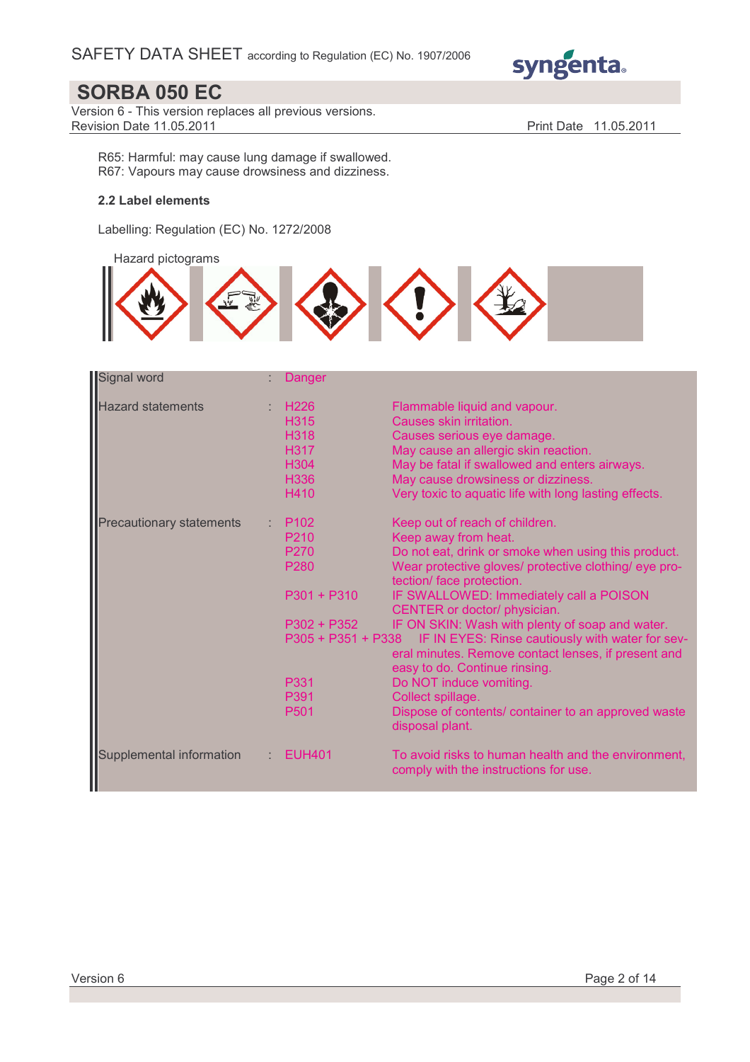R65: Harmful: may cause lung damage if swallowed.
R67: Vapours may cause drowsiness and dizziness.

### 2.2 Label elements

Labelling: Regulation (EC) No. 1272/2008

Hazard pictograms

| | | | |
|---|---|---|---|
| Signal word | : | Danger | |
| Hazard statements | : | H226 | Flammable liquid and vapour. |
| | | H315 | Causes skin irritation. |
| | | H318 | Causes serious eye damage. |
| | | H317 | May cause an allergic skin reaction. |
| | | H304 | May be fatal if swallowed and enters airways. |
| | | H336 | May cause drowsiness or dizziness. |
| | | H410 | Very toxic to aquatic life with long lasting effects. |
| Precautionary statements | : | P102 | Keep out of reach of children. |
| | | P210 | Keep away from heat. |
| | | P270 | Do not eat, drink or smoke when using this product. |
| | | P280 | Wear protective gloves/ protective clothing/ eye protection/ face protection. |
| | | P301 + P310 | IF SWALLOWED: Immediately call a POISON CENTER or doctor/ physician. |
| | | P302 + P352 | IF ON SKIN: Wash with plenty of soap and water. |
| | | P305 + P351 + P338 | IF IN EYES: Rinse cautiously with water for several minutes. Remove contact lenses, if present and easy to do. Continue rinsing. |
| | | P331 | Do NOT induce vomiting. |
| | | P391 | Collect spillage. |
| | | P501 | Dispose of contents/ container to an approved waste disposal plant. |
| Supplemental information | : | EUH401 | To avoid risks to human health and the environment, comply with the instructions for use. |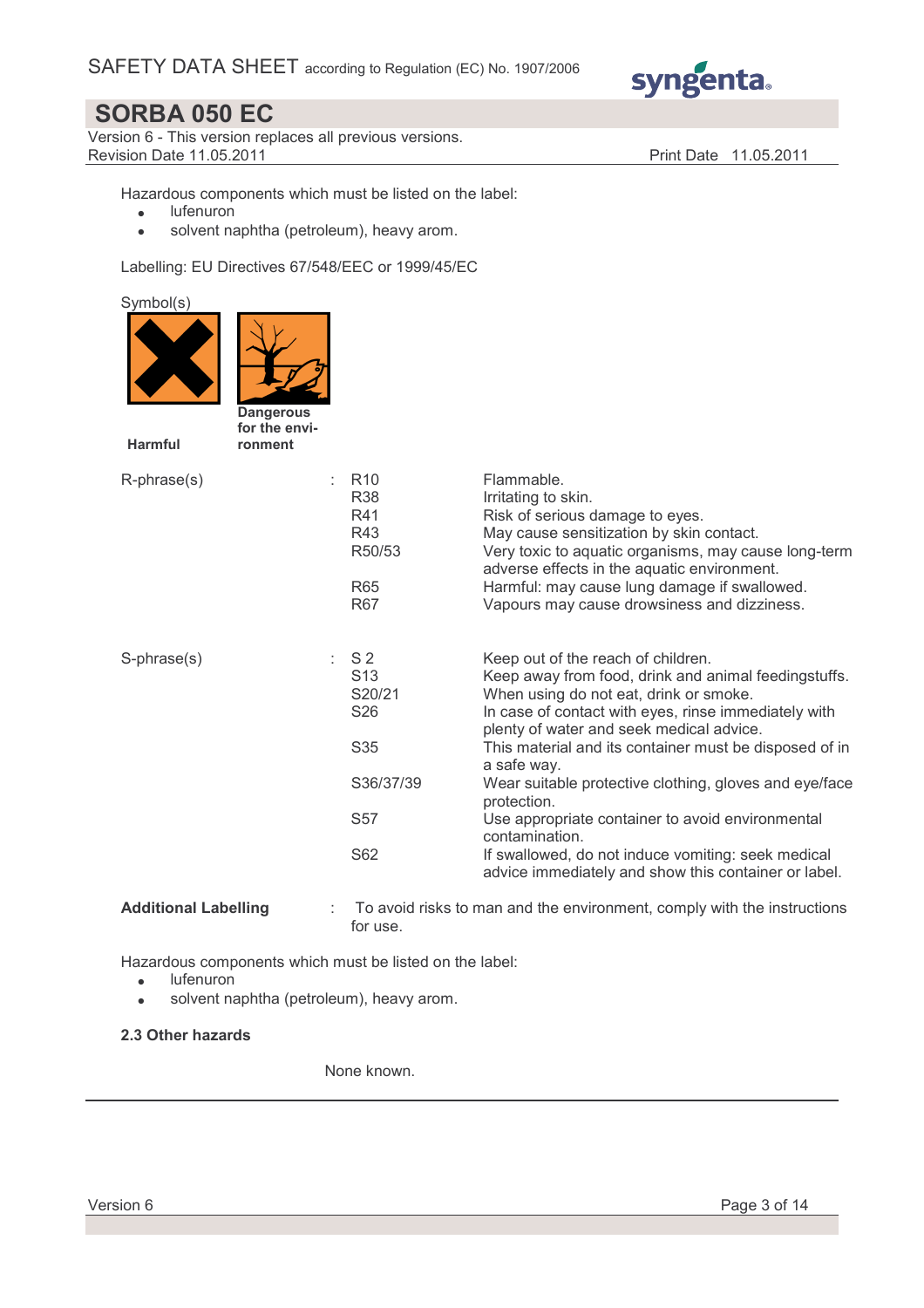Hazardous components which must be listed on the label:

- lufenuron
- solvent naphtha (petroleum), heavy arom.

Labelling: EU Directives 67/548/EEC or 1999/45/EC

Symbol(s)

**Harmful** **Dangerous for the environment**

| | | | |
|---|---|---|---|
| R-phrase(s) | : | R10 | Flammable. |
| | | R38 | Irritating to skin. |
| | | R41 | Risk of serious damage to eyes. |
| | | R43 | May cause sensitization by skin contact. |
| | | R50/53 | Very toxic to aquatic organisms, may cause long-term adverse effects in the aquatic environment. |
| | | R65 | Harmful: may cause lung damage if swallowed. |
| | | R67 | Vapours may cause drowsiness and dizziness. |
| S-phrase(s) | : | S 2 | Keep out of the reach of children. |
| | | S13 | Keep away from food, drink and animal feedingstuffs. |
| | | S20/21 | When using do not eat, drink or smoke. |
| | | S26 | In case of contact with eyes, rinse immediately with plenty of water and seek medical advice. |
| | | S35 | This material and its container must be disposed of in a safe way. |
| | | S36/37/39 | Wear suitable protective clothing, gloves and eye/face protection. |
| | | S57 | Use appropriate container to avoid environmental contamination. |
| | | S62 | If swallowed, do not induce vomiting: seek medical advice immediately and show this container or label. |

**Additional Labelling** : To avoid risks to man and the environment, comply with the instructions for use.

Hazardous components which must be listed on the label:

- lufenuron
- solvent naphtha (petroleum), heavy arom.

### 2.3 Other hazards

None known.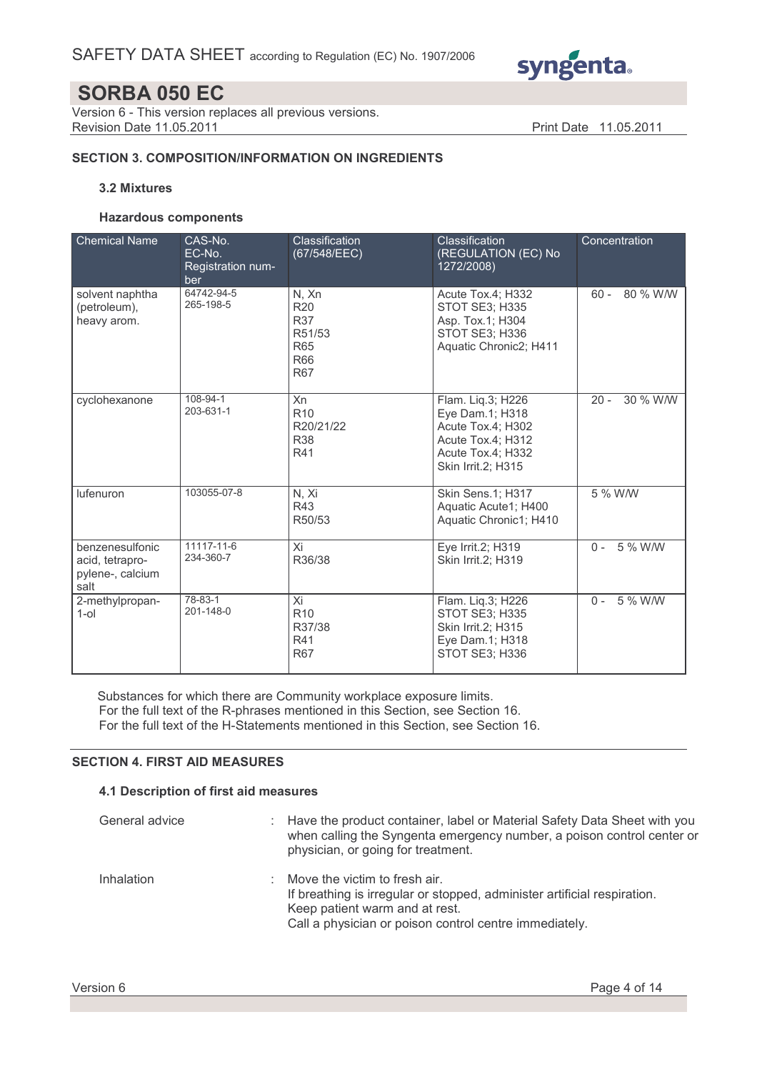## SECTION 3. COMPOSITION/INFORMATION ON INGREDIENTS

### 3.2 Mixtures

#### Hazardous components

| Chemical Name | CAS-No.<br>EC-No.<br>Registration number | Classification (67/548/EEC) | Classification (REGULATION (EC) No 1272/2008) | Concentration |
|---|---|---|---|---|
| solvent naphtha (petroleum), heavy arom. | 64742-94-5<br>265-198-5 | N, Xn<br>R20<br>R37<br>R51/53<br>R65<br>R66<br>R67 | Acute Tox.4; H332<br>STOT SE3; H335<br>Asp. Tox.1; H304<br>STOT SE3; H336<br>Aquatic Chronic2; H411 | 60 - 80 % W/W |
| cyclohexanone | 108-94-1<br>203-631-1 | Xn<br>R10<br>R20/21/22<br>R38<br>R41 | Flam. Liq.3; H226<br>Eye Dam.1; H318<br>Acute Tox.4; H302<br>Acute Tox.4; H312<br>Acute Tox.4; H332<br>Skin Irrit.2; H315 | 20 - 30 % W/W |
| lufenuron | 103055-07-8 | N, Xi<br>R43<br>R50/53 | Skin Sens.1; H317<br>Aquatic Acute1; H400<br>Aquatic Chronic1; H410 | 5 % W/W |
| benzenesulfonic acid, tetrapropylene-, calcium salt | 11117-11-6<br>234-360-7 | Xi<br>R36/38 | Eye Irrit.2; H319<br>Skin Irrit.2; H319 | 0 - 5 % W/W |
| 2-methylpropan-1-ol | 78-83-1<br>201-148-0 | Xi<br>R10<br>R37/38<br>R41<br>R67 | Flam. Liq.3; H226<br>STOT SE3; H335<br>Skin Irrit.2; H315<br>Eye Dam.1; H318<br>STOT SE3; H336 | 0 - 5 % W/W |

Substances for which there are Community workplace exposure limits.
For the full text of the R-phrases mentioned in this Section, see Section 16.
For the full text of the H-Statements mentioned in this Section, see Section 16.

## SECTION 4. FIRST AID MEASURES

### 4.1 Description of first aid measures

General advice : Have the product container, label or Material Safety Data Sheet with you when calling the Syngenta emergency number, a poison control center or physician, or going for treatment.

Inhalation : Move the victim to fresh air.
If breathing is irregular or stopped, administer artificial respiration.
Keep patient warm and at rest.
Call a physician or poison control centre immediately.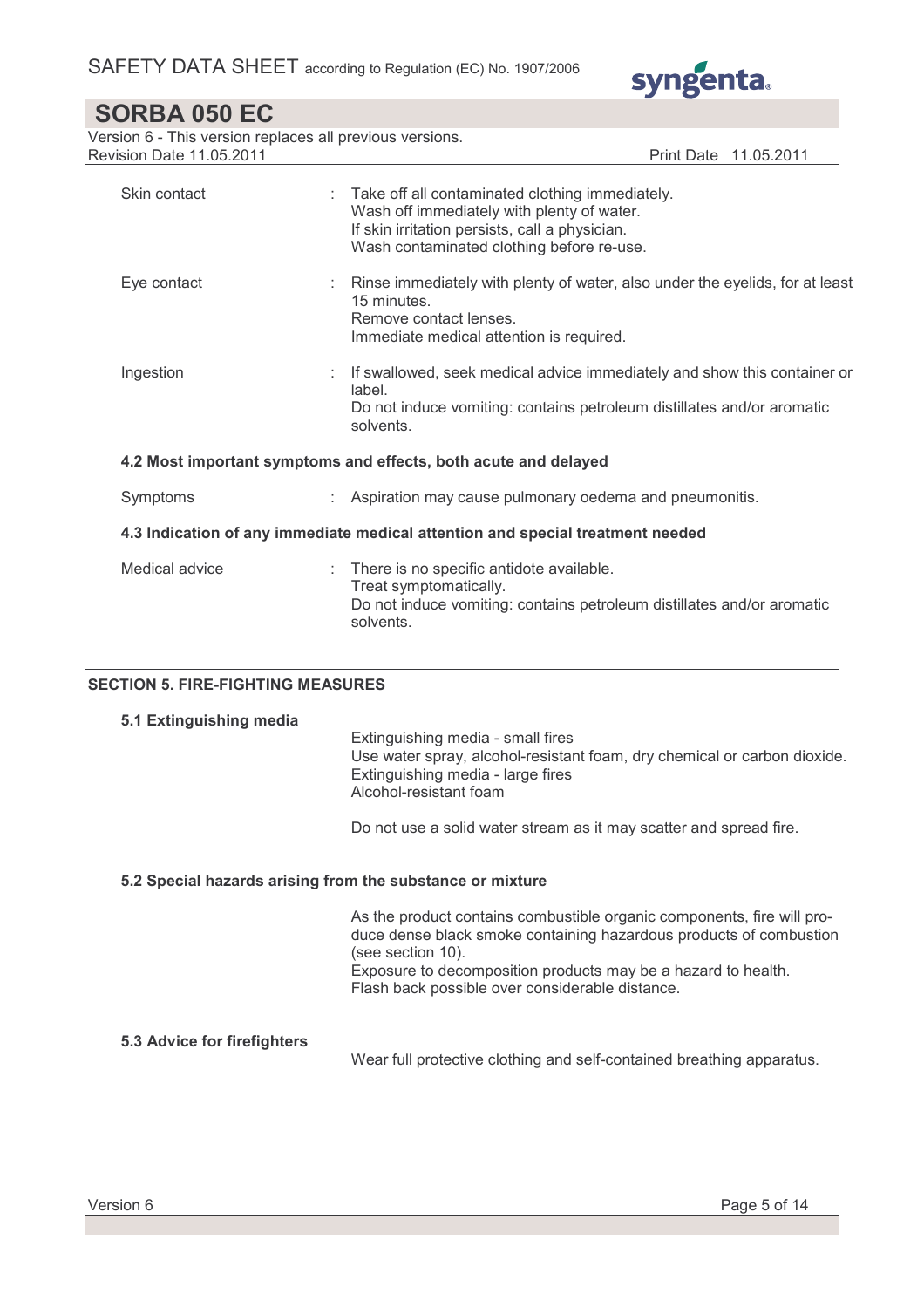| | |
|---|---|
| Skin contact | : Take off all contaminated clothing immediately.<br>Wash off immediately with plenty of water.<br>If skin irritation persists, call a physician.<br>Wash contaminated clothing before re-use. |
| Eye contact | : Rinse immediately with plenty of water, also under the eyelids, for at least 15 minutes.<br>Remove contact lenses.<br>Immediate medical attention is required. |
| Ingestion | : If swallowed, seek medical advice immediately and show this container or label.<br>Do not induce vomiting: contains petroleum distillates and/or aromatic solvents. |

### 4.2 Most important symptoms and effects, both acute and delayed

| | |
|---|---|
| Symptoms | : Aspiration may cause pulmonary oedema and pneumonitis. |

### 4.3 Indication of any immediate medical attention and special treatment needed

| | |
|---|---|
| Medical advice | : There is no specific antidote available.<br>Treat symptomatically.<br>Do not induce vomiting: contains petroleum distillates and/or aromatic solvents. |

## SECTION 5. FIRE-FIGHTING MEASURES

### 5.1 Extinguishing media

Extinguishing media - small fires
Use water spray, alcohol-resistant foam, dry chemical or carbon dioxide.
Extinguishing media - large fires
Alcohol-resistant foam

Do not use a solid water stream as it may scatter and spread fire.

### 5.2 Special hazards arising from the substance or mixture

As the product contains combustible organic components, fire will produce dense black smoke containing hazardous products of combustion (see section 10).
Exposure to decomposition products may be a hazard to health.
Flash back possible over considerable distance.

### 5.3 Advice for firefighters

Wear full protective clothing and self-contained breathing apparatus.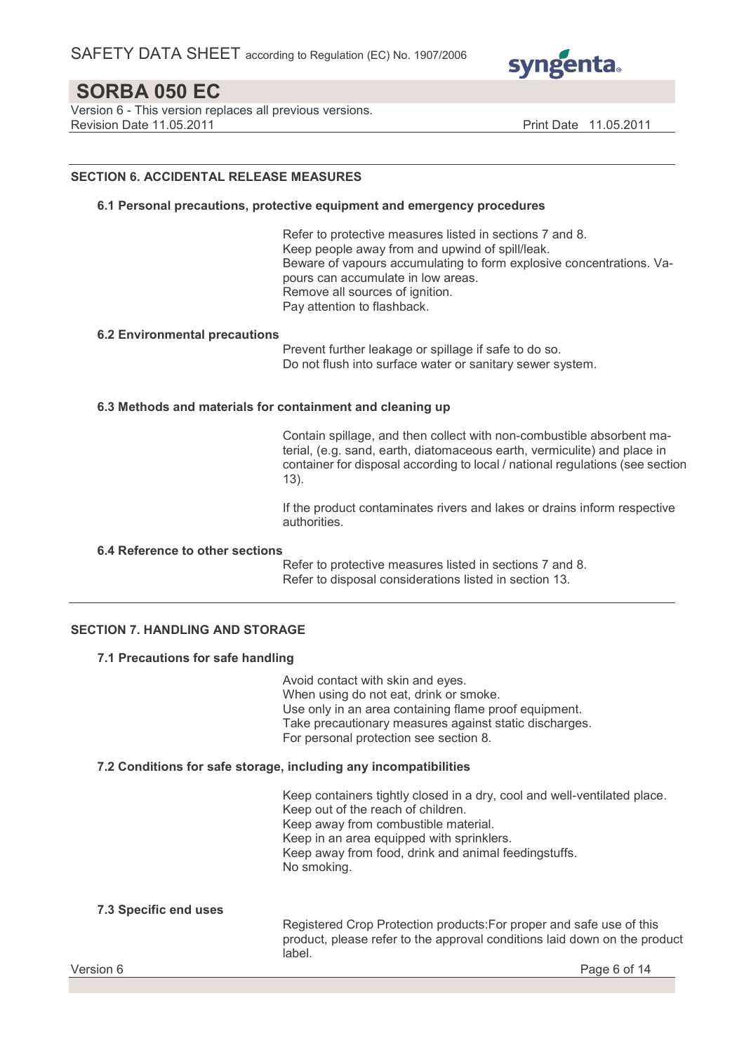## SECTION 6. ACCIDENTAL RELEASE MEASURES

### 6.1 Personal precautions, protective equipment and emergency procedures

Refer to protective measures listed in sections 7 and 8.
Keep people away from and upwind of spill/leak.
Beware of vapours accumulating to form explosive concentrations. Vapours can accumulate in low areas.
Remove all sources of ignition.
Pay attention to flashback.

### 6.2 Environmental precautions

Prevent further leakage or spillage if safe to do so.
Do not flush into surface water or sanitary sewer system.

### 6.3 Methods and materials for containment and cleaning up

Contain spillage, and then collect with non-combustible absorbent material, (e.g. sand, earth, diatomaceous earth, vermiculite) and place in container for disposal according to local / national regulations (see section 13).

If the product contaminates rivers and lakes or drains inform respective authorities.

### 6.4 Reference to other sections

Refer to protective measures listed in sections 7 and 8.
Refer to disposal considerations listed in section 13.

## SECTION 7. HANDLING AND STORAGE

### 7.1 Precautions for safe handling

Avoid contact with skin and eyes.
When using do not eat, drink or smoke.
Use only in an area containing flame proof equipment.
Take precautionary measures against static discharges.
For personal protection see section 8.

### 7.2 Conditions for safe storage, including any incompatibilities

Keep containers tightly closed in a dry, cool and well-ventilated place.
Keep out of the reach of children.
Keep away from combustible material.
Keep in an area equipped with sprinklers.
Keep away from food, drink and animal feedingstuffs.
No smoking.

### 7.3 Specific end uses

Registered Crop Protection products:For proper and safe use of this product, please refer to the approval conditions laid down on the product label.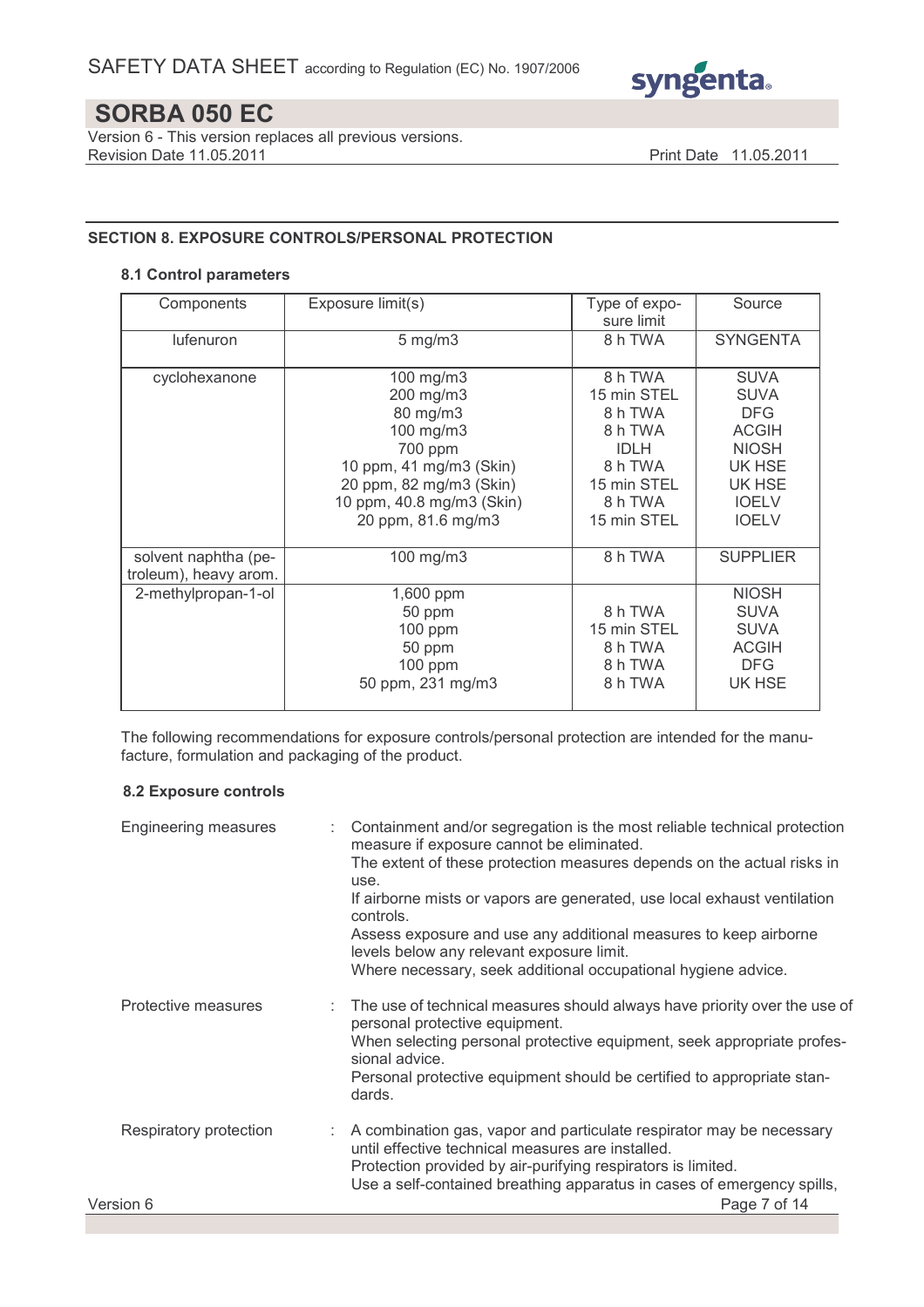## SECTION 8. EXPOSURE CONTROLS/PERSONAL PROTECTION

### 8.1 Control parameters

| Components | Exposure limit(s) | Type of exposure limit | Source |
|---|---|---|---|
| lufenuron | 5 mg/m3 | 8 h TWA | SYNGENTA |
| cyclohexanone | 100 mg/m3 | 8 h TWA | SUVA |
| | 200 mg/m3 | 15 min STEL | SUVA |
| | 80 mg/m3 | 8 h TWA | DFG |
| | 100 mg/m3 | 8 h TWA | ACGIH |
| | 700 ppm | IDLH | NIOSH |
| | 10 ppm, 41 mg/m3 (Skin) | 8 h TWA | UK HSE |
| | 20 ppm, 82 mg/m3 (Skin) | 15 min STEL | UK HSE |
| | 10 ppm, 40.8 mg/m3 (Skin) | 8 h TWA | IOELV |
| | 20 ppm, 81.6 mg/m3 | 15 min STEL | IOELV |
| solvent naphtha (petroleum), heavy arom. | 100 mg/m3 | 8 h TWA | SUPPLIER |
| 2-methylpropan-1-ol | 1,600 ppm | | NIOSH |
| | 50 ppm | 8 h TWA | SUVA |
| | 100 ppm | 15 min STEL | SUVA |
| | 50 ppm | 8 h TWA | ACGIH |
| | 100 ppm | 8 h TWA | DFG |
| | 50 ppm, 231 mg/m3 | 8 h TWA | UK HSE |

The following recommendations for exposure controls/personal protection are intended for the manufacture, formulation and packaging of the product.

### 8.2 Exposure controls

**Engineering measures** : Containment and/or segregation is the most reliable technical protection measure if exposure cannot be eliminated.
The extent of these protection measures depends on the actual risks in use.
If airborne mists or vapors are generated, use local exhaust ventilation controls.
Assess exposure and use any additional measures to keep airborne levels below any relevant exposure limit.
Where necessary, seek additional occupational hygiene advice.

**Protective measures** : The use of technical measures should always have priority over the use of personal protective equipment.
When selecting personal protective equipment, seek appropriate professional advice.
Personal protective equipment should be certified to appropriate standards.

**Respiratory protection** : A combination gas, vapor and particulate respirator may be necessary until effective technical measures are installed.
Protection provided by air-purifying respirators is limited.
Use a self-contained breathing apparatus in cases of emergency spills,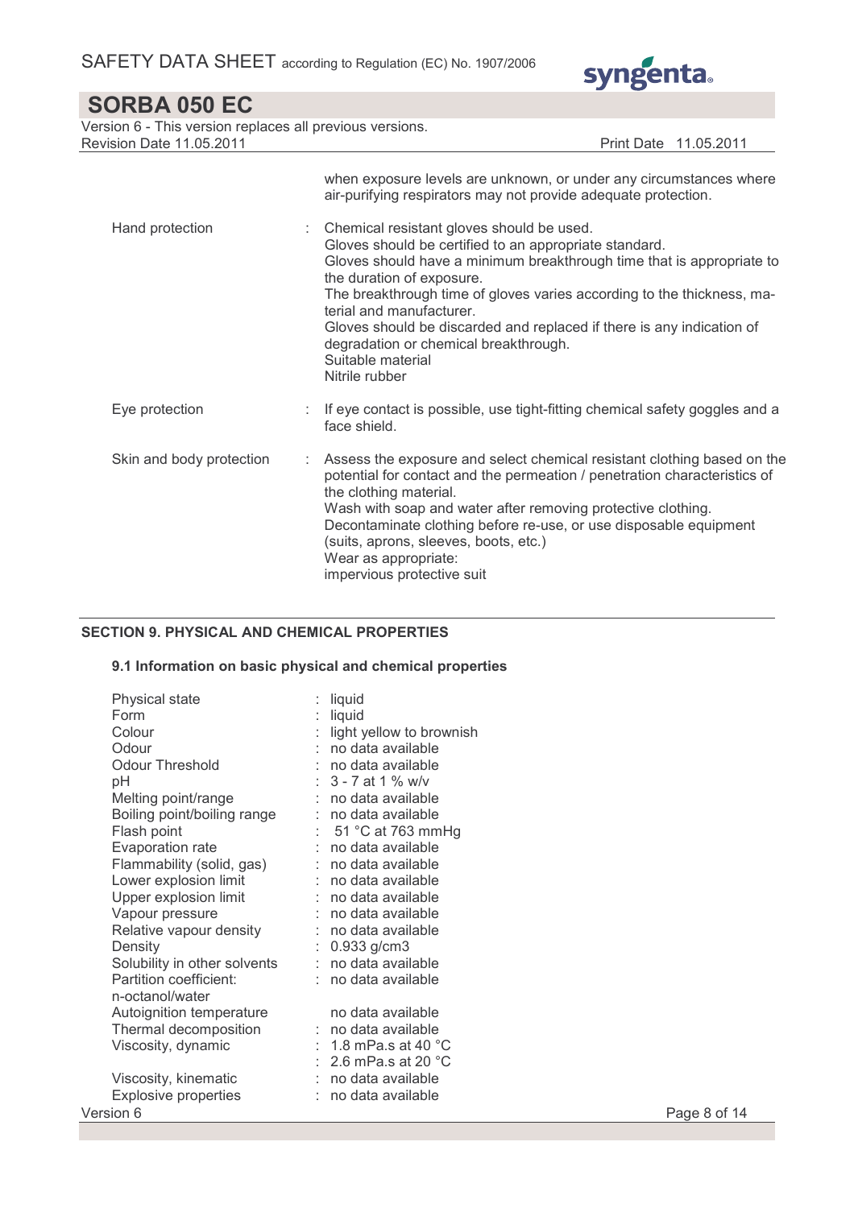| | |
|---|---|
| | when exposure levels are unknown, or under any circumstances where air-purifying respirators may not provide adequate protection. |
| Hand protection | : Chemical resistant gloves should be used.<br>Gloves should be certified to an appropriate standard.<br>Gloves should have a minimum breakthrough time that is appropriate to the duration of exposure.<br>The breakthrough time of gloves varies according to the thickness, material and manufacturer.<br>Gloves should be discarded and replaced if there is any indication of degradation or chemical breakthrough.<br>Suitable material<br>Nitrile rubber |
| Eye protection | : If eye contact is possible, use tight-fitting chemical safety goggles and a face shield. |
| Skin and body protection | : Assess the exposure and select chemical resistant clothing based on the potential for contact and the permeation / penetration characteristics of the clothing material.<br>Wash with soap and water after removing protective clothing.<br>Decontaminate clothing before re-use, or use disposable equipment (suits, aprons, sleeves, boots, etc.)<br>Wear as appropriate:<br>impervious protective suit |

## SECTION 9. PHYSICAL AND CHEMICAL PROPERTIES

### 9.1 Information on basic physical and chemical properties

| | |
|---|---|
| Physical state | : liquid |
| Form | : liquid |
| Colour | : light yellow to brownish |
| Odour | : no data available |
| Odour Threshold | : no data available |
| pH | : 3 - 7 at 1 % w/v |
| Melting point/range | : no data available |
| Boiling point/boiling range | : no data available |
| Flash point | : 51 °C at 763 mmHg |
| Evaporation rate | : no data available |
| Flammability (solid, gas) | : no data available |
| Lower explosion limit | : no data available |
| Upper explosion limit | : no data available |
| Vapour pressure | : no data available |
| Relative vapour density | : no data available |
| Density | : 0.933 g/cm3 |
| Solubility in other solvents | : no data available |
| Partition coefficient: n-octanol/water | : no data available |
| Autoignition temperature | no data available |
| Thermal decomposition | : no data available |
| Viscosity, dynamic | : 1.8 mPa.s at 40 °C<br>: 2.6 mPa.s at 20 °C |
| Viscosity, kinematic | : no data available |
| Explosive properties | : no data available |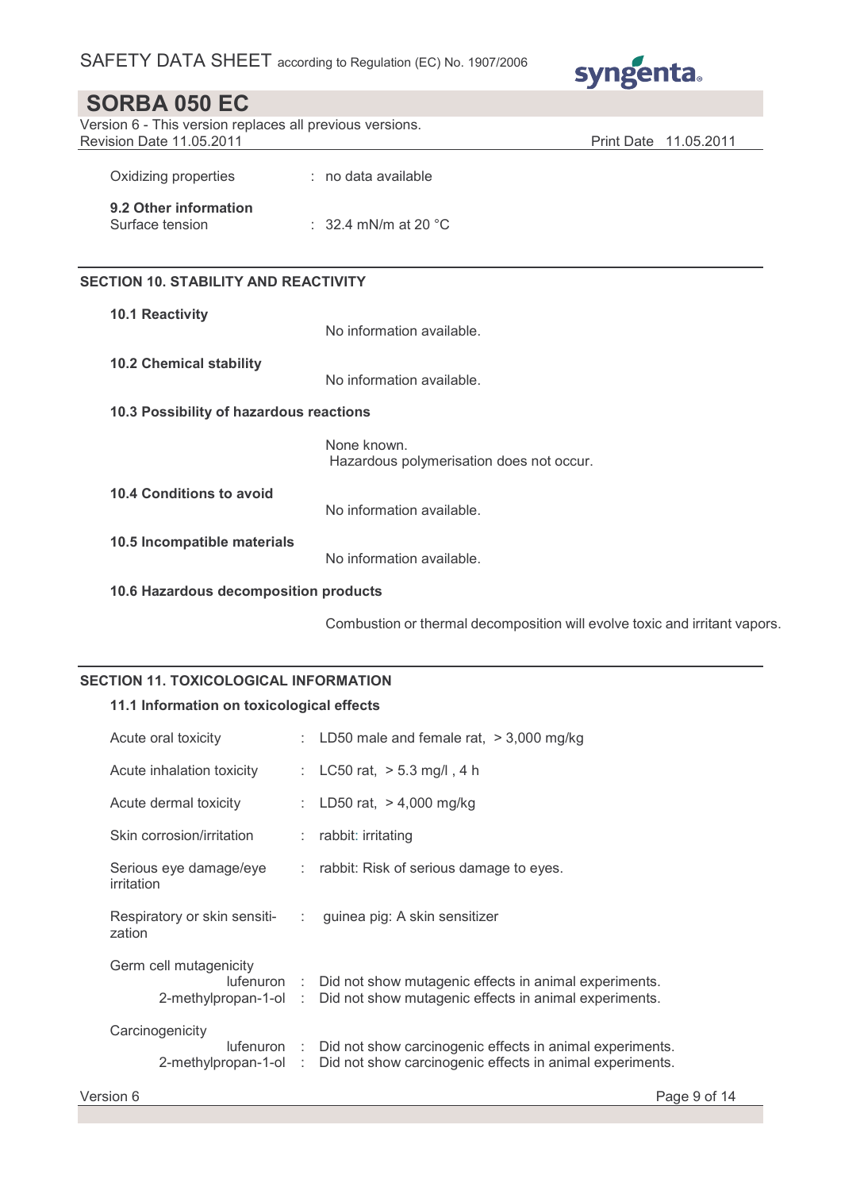Oxidizing properties : no data available

**9.2 Other information**

Surface tension : 32.4 mN/m at 20 °C

## SECTION 10. STABILITY AND REACTIVITY

**10.1 Reactivity**

No information available.

**10.2 Chemical stability**

No information available.

**10.3 Possibility of hazardous reactions**

None known.
Hazardous polymerisation does not occur.

**10.4 Conditions to avoid**

No information available.

**10.5 Incompatible materials**

No information available.

**10.6 Hazardous decomposition products**

Combustion or thermal decomposition will evolve toxic and irritant vapors.

## SECTION 11. TOXICOLOGICAL INFORMATION

**11.1 Information on toxicological effects**

Acute oral toxicity : LD50 male and female rat, > 3,000 mg/kg

Acute inhalation toxicity : LC50 rat, > 5.3 mg/l , 4 h

Acute dermal toxicity : LD50 rat, > 4,000 mg/kg

Skin corrosion/irritation : rabbit: irritating

Serious eye damage/eye irritation : rabbit: Risk of serious damage to eyes.

Respiratory or skin sensitization : guinea pig: A skin sensitizer

Germ cell mutagenicity
- lufenuron : Did not show mutagenic effects in animal experiments.
- 2-methylpropan-1-ol : Did not show mutagenic effects in animal experiments.

Carcinogenicity
- lufenuron : Did not show carcinogenic effects in animal experiments.
- 2-methylpropan-1-ol : Did not show carcinogenic effects in animal experiments.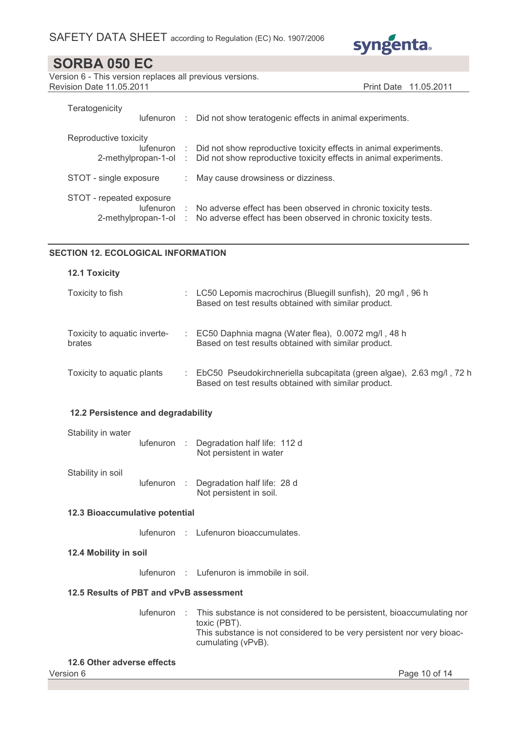Teratogenicity

| | | |
|---|---|---|
| lufenuron | : | Did not show teratogenic effects in animal experiments. |

Reproductive toxicity

| | | |
|---|---|---|
| lufenuron | : | Did not show reproductive toxicity effects in animal experiments. |
| 2-methylpropan-1-ol | : | Did not show reproductive toxicity effects in animal experiments. |

STOT - single exposure : May cause drowsiness or dizziness.

STOT - repeated exposure

| | | |
|---|---|---|
| lufenuron | : | No adverse effect has been observed in chronic toxicity tests. |
| 2-methylpropan-1-ol | : | No adverse effect has been observed in chronic toxicity tests. |

## SECTION 12. ECOLOGICAL INFORMATION

### 12.1 Toxicity

Toxicity to fish : LC50 Lepomis macrochirus (Bluegill sunfish), 20 mg/l , 96 h
Based on test results obtained with similar product.

Toxicity to aquatic invertebrates : EC50 Daphnia magna (Water flea), 0.0072 mg/l , 48 h
Based on test results obtained with similar product.

Toxicity to aquatic plants : EbC50 Pseudokirchneriella subcapitata (green algae), 2.63 mg/l , 72 h
Based on test results obtained with similar product.

### 12.2 Persistence and degradability

Stability in water

lufenuron : Degradation half life: 112 d
Not persistent in water

Stability in soil

lufenuron : Degradation half life: 28 d
Not persistent in soil.

### 12.3 Bioaccumulative potential

lufenuron : Lufenuron bioaccumulates.

### 12.4 Mobility in soil

lufenuron : Lufenuron is immobile in soil.

### 12.5 Results of PBT and vPvB assessment

lufenuron : This substance is not considered to be persistent, bioaccumulating nor toxic (PBT).
This substance is not considered to be very persistent nor very bioaccumulating (vPvB).

### 12.6 Other adverse effects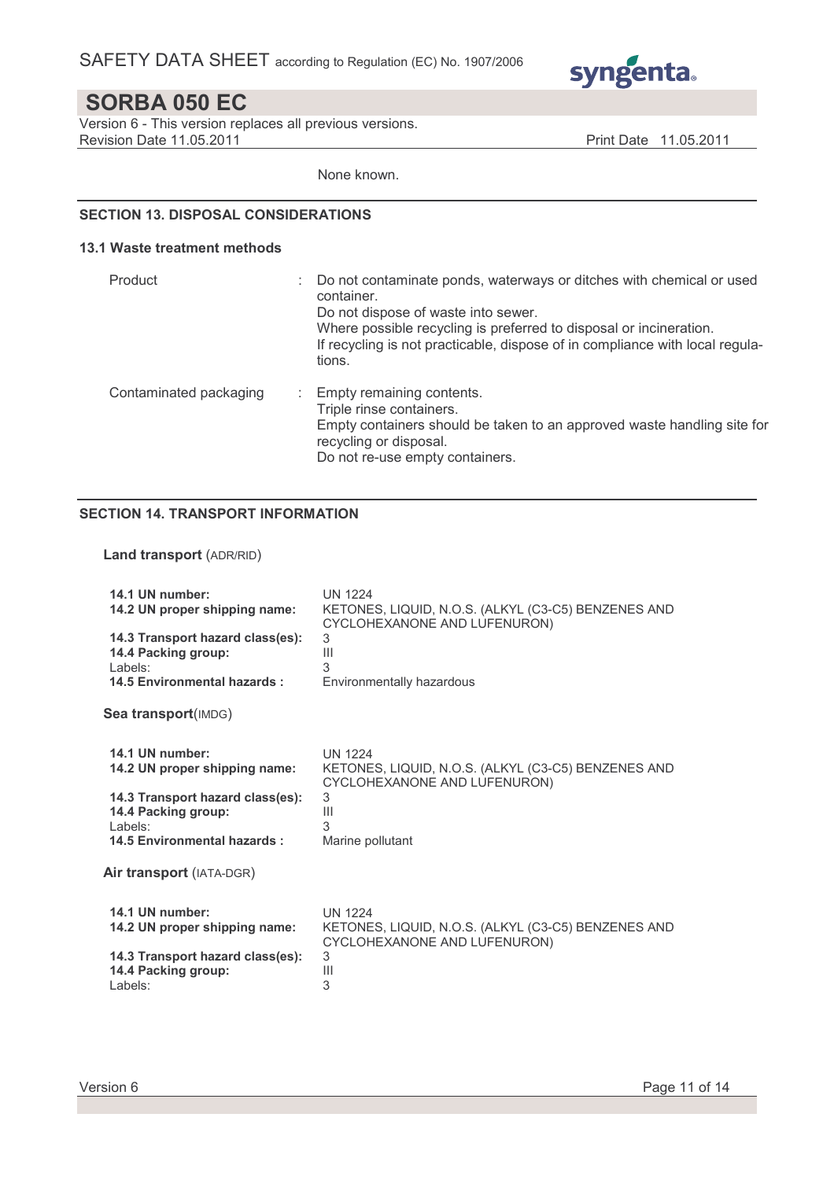None known.

## SECTION 13. DISPOSAL CONSIDERATIONS

### 13.1 Waste treatment methods

| | | |
|---|---|---|
| Product | : | Do not contaminate ponds, waterways or ditches with chemical or used container.<br>Do not dispose of waste into sewer.<br>Where possible recycling is preferred to disposal or incineration.<br>If recycling is not practicable, dispose of in compliance with local regulations. |
| Contaminated packaging | : | Empty remaining contents.<br>Triple rinse containers.<br>Empty containers should be taken to an approved waste handling site for recycling or disposal.<br>Do not re-use empty containers. |

## SECTION 14. TRANSPORT INFORMATION

**Land transport** (ADR/RID)

| | |
|---|---|
| **14.1 UN number:** | UN 1224 |
| **14.2 UN proper shipping name:** | KETONES, LIQUID, N.O.S. (ALKYL (C3-C5) BENZENES AND CYCLOHEXANONE AND LUFENURON) |
| **14.3 Transport hazard class(es):** | 3 |
| **14.4 Packing group:** | III |
| Labels: | 3 |
| **14.5 Environmental hazards :** | Environmentally hazardous |

**Sea transport**(IMDG)

| | |
|---|---|
| **14.1 UN number:** | UN 1224 |
| **14.2 UN proper shipping name:** | KETONES, LIQUID, N.O.S. (ALKYL (C3-C5) BENZENES AND CYCLOHEXANONE AND LUFENURON) |
| **14.3 Transport hazard class(es):** | 3 |
| **14.4 Packing group:** | III |
| Labels: | 3 |
| **14.5 Environmental hazards :** | Marine pollutant |

**Air transport** (IATA-DGR)

| | |
|---|---|
| **14.1 UN number:** | UN 1224 |
| **14.2 UN proper shipping name:** | KETONES, LIQUID, N.O.S. (ALKYL (C3-C5) BENZENES AND CYCLOHEXANONE AND LUFENURON) |
| **14.3 Transport hazard class(es):** | 3 |
| **14.4 Packing group:** | III |
| Labels: | 3 |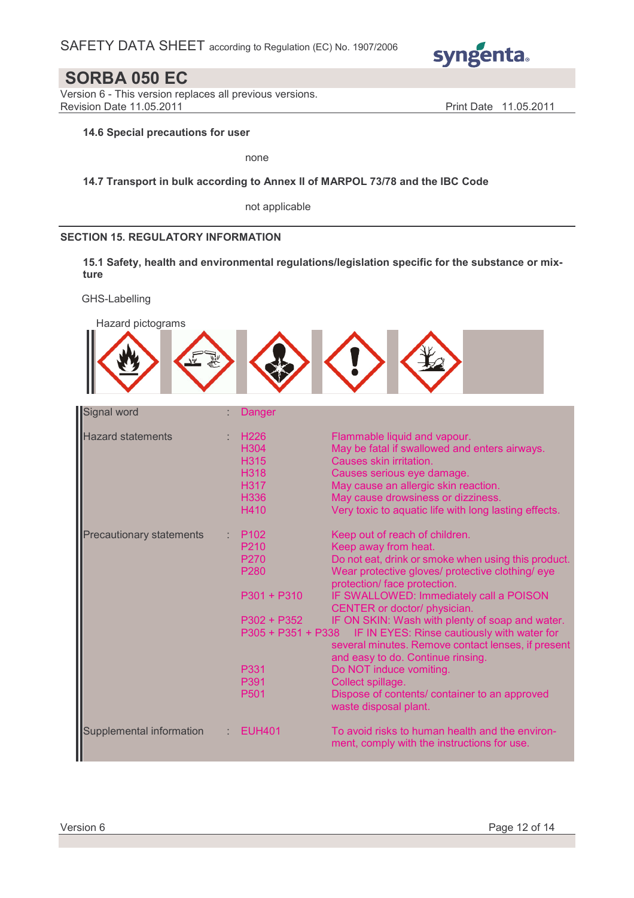**14.6 Special precautions for user**

none

**14.7 Transport in bulk according to Annex II of MARPOL 73/78 and the IBC Code**

not applicable

## SECTION 15. REGULATORY INFORMATION

**15.1 Safety, health and environmental regulations/legislation specific for the substance or mixture**

GHS-Labelling

Hazard pictograms

| | | | |
|---|---|---|---|
| Signal word | : | Danger | |
| Hazard statements | : | H226 | Flammable liquid and vapour. |
| | | H304 | May be fatal if swallowed and enters airways. |
| | | H315 | Causes skin irritation. |
| | | H318 | Causes serious eye damage. |
| | | H317 | May cause an allergic skin reaction. |
| | | H336 | May cause drowsiness or dizziness. |
| | | H410 | Very toxic to aquatic life with long lasting effects. |
| Precautionary statements | : | P102 | Keep out of reach of children. |
| | | P210 | Keep away from heat. |
| | | P270 | Do not eat, drink or smoke when using this product. |
| | | P280 | Wear protective gloves/ protective clothing/ eye protection/ face protection. |
| | | P301 + P310 | IF SWALLOWED: Immediately call a POISON CENTER or doctor/ physician. |
| | | P302 + P352 | IF ON SKIN: Wash with plenty of soap and water. |
| | | P305 + P351 + P338 | IF IN EYES: Rinse cautiously with water for several minutes. Remove contact lenses, if present and easy to do. Continue rinsing. |
| | | P331 | Do NOT induce vomiting. |
| | | P391 | Collect spillage. |
| | | P501 | Dispose of contents/ container to an approved waste disposal plant. |
| Supplemental information | : | EUH401 | To avoid risks to human health and the environment, comply with the instructions for use. |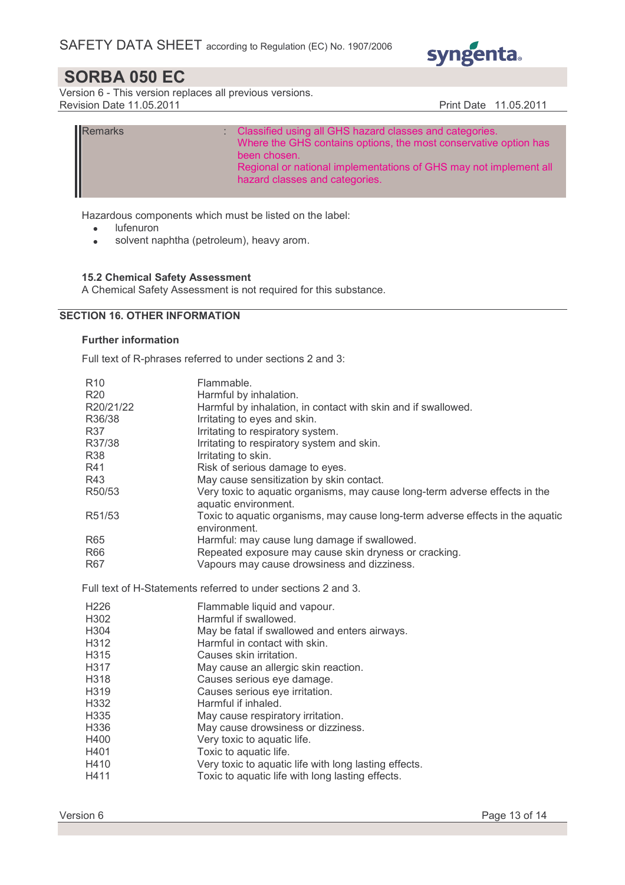| Remarks | : | Classified using all GHS hazard classes and categories. Where the GHS contains options, the most conservative option has been chosen. Regional or national implementations of GHS may not implement all hazard classes and categories. |
| --- | --- | --- |

Hazardous components which must be listed on the label:

- lufenuron
- solvent naphtha (petroleum), heavy arom.

### 15.2 Chemical Safety Assessment

A Chemical Safety Assessment is not required for this substance.

## SECTION 16. OTHER INFORMATION

### Further information

Full text of R-phrases referred to under sections 2 and 3:

| | |
| --- | --- |
| R10 | Flammable. |
| R20 | Harmful by inhalation. |
| R20/21/22 | Harmful by inhalation, in contact with skin and if swallowed. |
| R36/38 | Irritating to eyes and skin. |
| R37 | Irritating to respiratory system. |
| R37/38 | Irritating to respiratory system and skin. |
| R38 | Irritating to skin. |
| R41 | Risk of serious damage to eyes. |
| R43 | May cause sensitization by skin contact. |
| R50/53 | Very toxic to aquatic organisms, may cause long-term adverse effects in the aquatic environment. |
| R51/53 | Toxic to aquatic organisms, may cause long-term adverse effects in the aquatic environment. |
| R65 | Harmful: may cause lung damage if swallowed. |
| R66 | Repeated exposure may cause skin dryness or cracking. |
| R67 | Vapours may cause drowsiness and dizziness. |

Full text of H-Statements referred to under sections 2 and 3.

| | |
| --- | --- |
| H226 | Flammable liquid and vapour. |
| H302 | Harmful if swallowed. |
| H304 | May be fatal if swallowed and enters airways. |
| H312 | Harmful in contact with skin. |
| H315 | Causes skin irritation. |
| H317 | May cause an allergic skin reaction. |
| H318 | Causes serious eye damage. |
| H319 | Causes serious eye irritation. |
| H332 | Harmful if inhaled. |
| H335 | May cause respiratory irritation. |
| H336 | May cause drowsiness or dizziness. |
| H400 | Very toxic to aquatic life. |
| H401 | Toxic to aquatic life. |
| H410 | Very toxic to aquatic life with long lasting effects. |
| H411 | Toxic to aquatic life with long lasting effects. |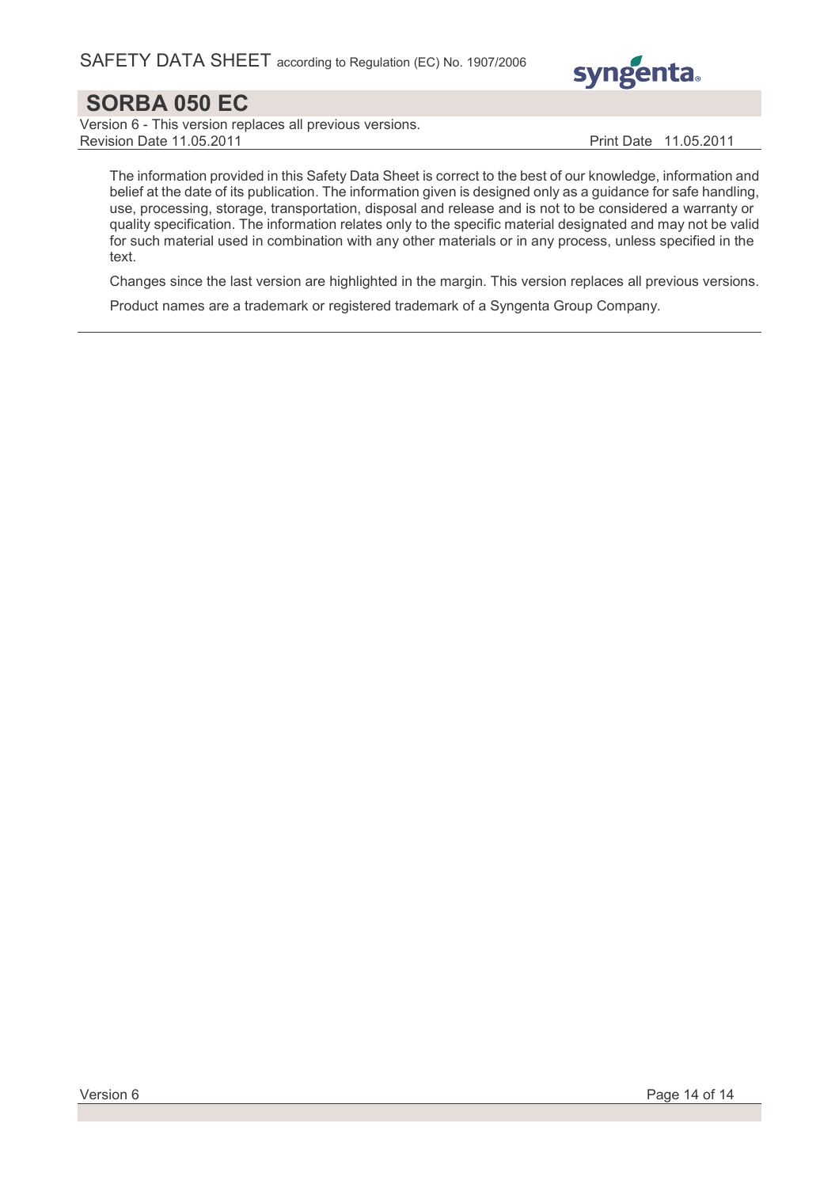The information provided in this Safety Data Sheet is correct to the best of our knowledge, information and belief at the date of its publication. The information given is designed only as a guidance for safe handling, use, processing, storage, transportation, disposal and release and is not to be considered a warranty or quality specification. The information relates only to the specific material designated and may not be valid for such material used in combination with any other materials or in any process, unless specified in the text.

Changes since the last version are highlighted in the margin. This version replaces all previous versions.

Product names are a trademark or registered trademark of a Syngenta Group Company.